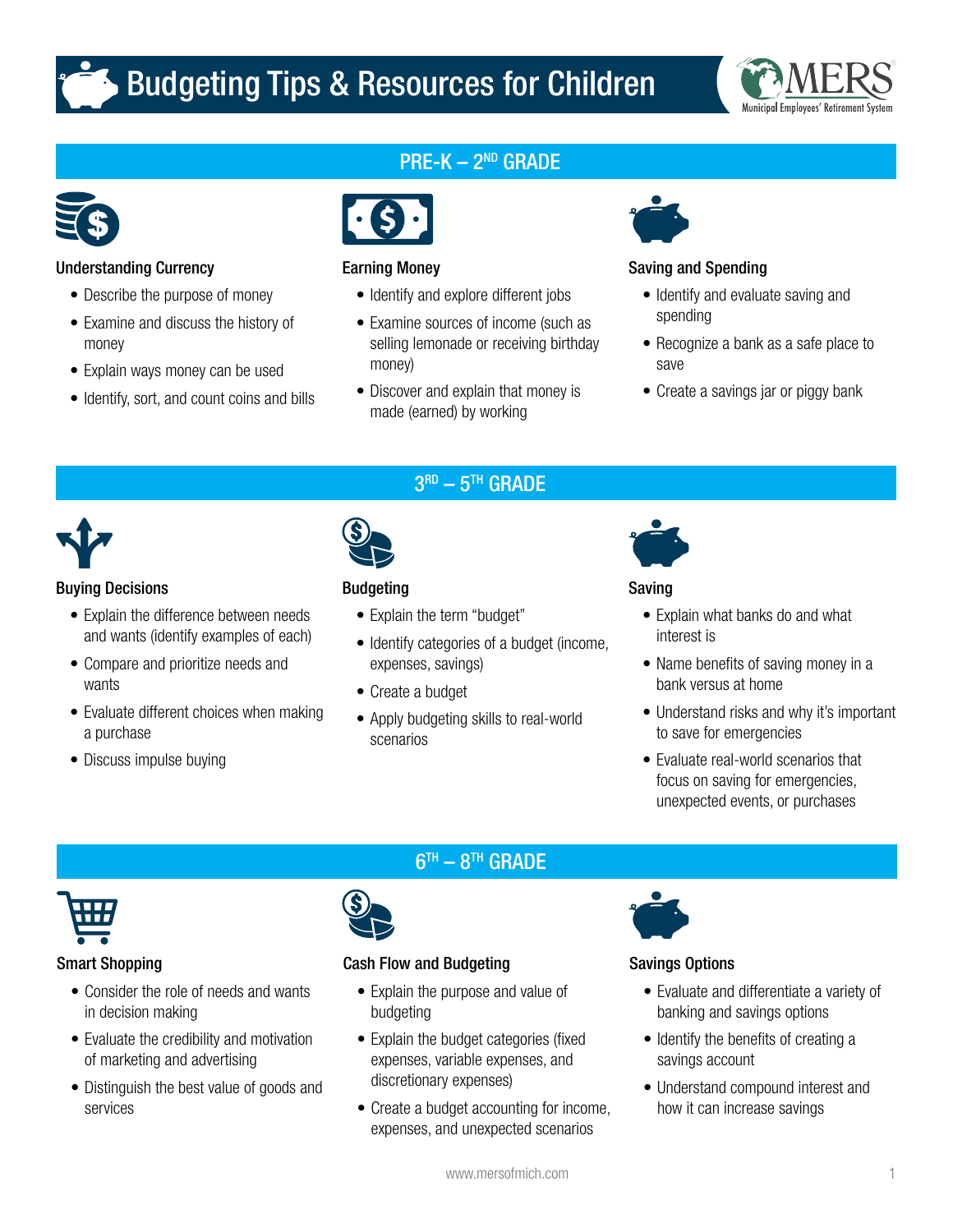# Budgeting Tips & Resources for Children

## PRE-K – 2ND GRADE

### Understanding Currency

- Describe the purpose of money
- Examine and discuss the history of money
- Explain ways money can be used
- Identify, sort, and count coins and bills

### Earning Money

- Identify and explore different jobs
- Examine sources of income (such as selling lemonade or receiving birthday money)
- Discover and explain that money is made (earned) by working

### Saving and Spending

- Identify and evaluate saving and spending
- Recognize a bank as a safe place to save
- Create a savings jar or piggy bank

## 3RD – 5TH GRADE

### Buying Decisions

- Explain the difference between needs and wants (identify examples of each)
- Compare and prioritize needs and wants
- Evaluate different choices when making a purchase
- Discuss impulse buying

### Budgeting

- Explain the term "budget"
- Identify categories of a budget (income, expenses, savings)
- Create a budget
- Apply budgeting skills to real-world scenarios

### Saving

- Explain what banks do and what interest is
- Name benefits of saving money in a bank versus at home
- Understand risks and why it's important to save for emergencies
- Evaluate real-world scenarios that focus on saving for emergencies, unexpected events, or purchases

## 6TH – 8TH GRADE

### Smart Shopping

- Consider the role of needs and wants in decision making
- Evaluate the credibility and motivation of marketing and advertising
- Distinguish the best value of goods and services

### Cash Flow and Budgeting

- Explain the purpose and value of budgeting
- Explain the budget categories (fixed expenses, variable expenses, and discretionary expenses)
- Create a budget accounting for income, expenses, and unexpected scenarios

### Savings Options

- Evaluate and differentiate a variety of banking and savings options
- Identify the benefits of creating a savings account
- Understand compound interest and how it can increase savings

www.mersofmich.com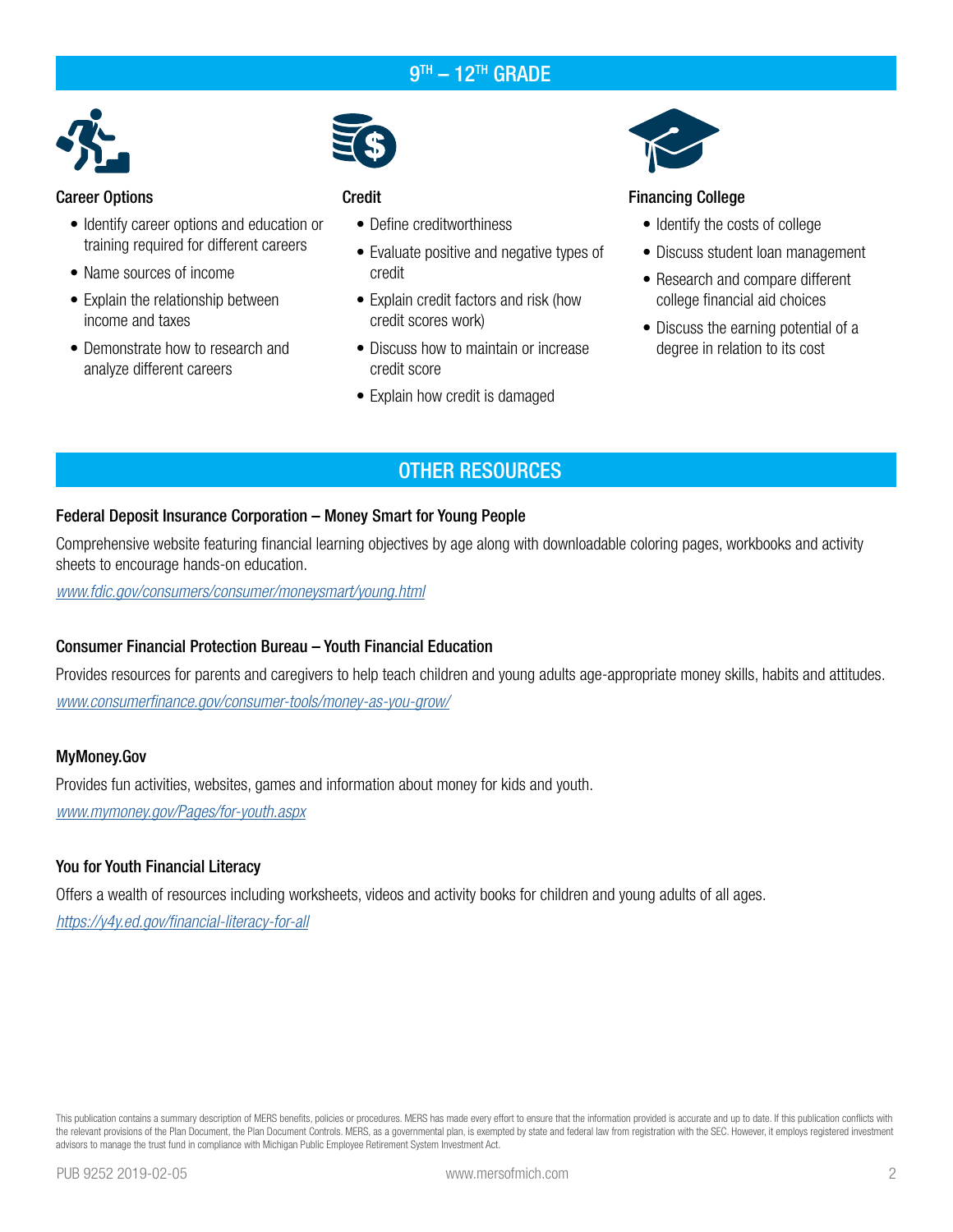## 9TH – 12TH GRADE

### Career Options

- Identify career options and education or training required for different careers
- Name sources of income
- Explain the relationship between income and taxes
- Demonstrate how to research and analyze different careers

### Credit

- Define creditworthiness
- Evaluate positive and negative types of credit
- Explain credit factors and risk (how credit scores work)
- Discuss how to maintain or increase credit score
- Explain how credit is damaged

### Financing College

- Identify the costs of college
- Discuss student loan management
- Research and compare different college financial aid choices
- Discuss the earning potential of a degree in relation to its cost

## OTHER RESOURCES

### Federal Deposit Insurance Corporation – Money Smart for Young People

Comprehensive website featuring financial learning objectives by age along with downloadable coloring pages, workbooks and activity sheets to encourage hands-on education.

*www.fdic.gov/consumers/consumer/moneysmart/young.html*

### Consumer Financial Protection Bureau – Youth Financial Education

Provides resources for parents and caregivers to help teach children and young adults age-appropriate money skills, habits and attitudes.

*www.consumerfinance.gov/consumer-tools/money-as-you-grow/*

### MyMoney.Gov

Provides fun activities, websites, games and information about money for kids and youth.

*www.mymoney.gov/Pages/for-youth.aspx*

### You for Youth Financial Literacy

Offers a wealth of resources including worksheets, videos and activity books for children and young adults of all ages.

*https://y4y.ed.gov/financial-literacy-for-all*

This publication contains a summary description of MERS benefits, policies or procedures. MERS has made every effort to ensure that the information provided is accurate and up to date. If this publication conflicts with the relevant provisions of the Plan Document, the Plan Document Controls. MERS, as a governmental plan, is exempted by state and federal law from registration with the SEC. However, it employs registered investment advisors to manage the trust fund in compliance with Michigan Public Employee Retirement System Investment Act.

PUB 9252 2019-02-05 www.mersofmich.com